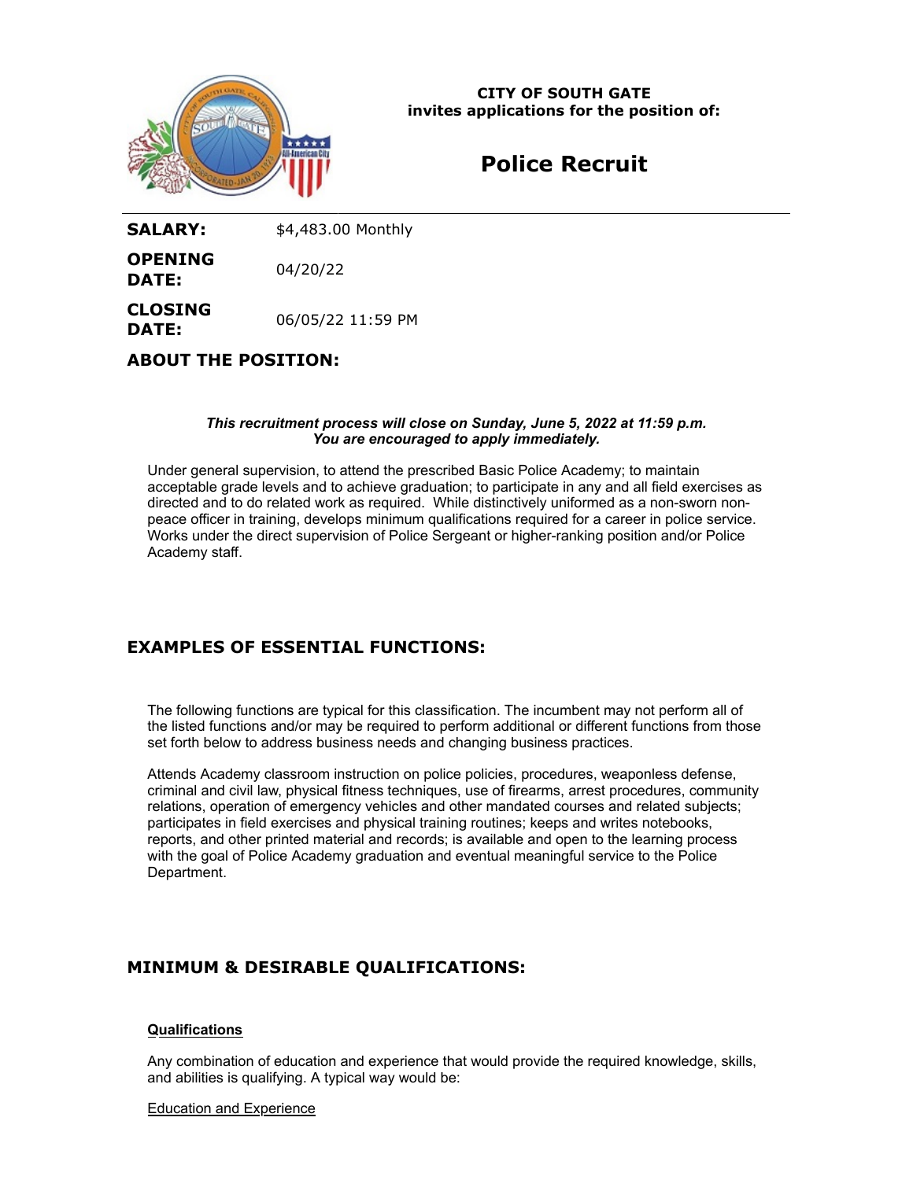**CITY OF SOUTH GATE**
**invites applications for the position of:**

# Police Recruit

| | |
|---|---|
| **SALARY:** | $4,483.00 Monthly |
| **OPENING DATE:** | 04/20/22 |
| **CLOSING DATE:** | 06/05/22 11:59 PM |

## ABOUT THE POSITION:

***This recruitment process will close on Sunday, June 5, 2022 at 11:59 p.m.***
***You are encouraged to apply immediately.***

Under general supervision, to attend the prescribed Basic Police Academy; to maintain acceptable grade levels and to achieve graduation; to participate in any and all field exercises as directed and to do related work as required. While distinctively uniformed as a non-sworn non-peace officer in training, develops minimum qualifications required for a career in police service. Works under the direct supervision of Police Sergeant or higher-ranking position and/or Police Academy staff.

## EXAMPLES OF ESSENTIAL FUNCTIONS:

The following functions are typical for this classification. The incumbent may not perform all of the listed functions and/or may be required to perform additional or different functions from those set forth below to address business needs and changing business practices.

Attends Academy classroom instruction on police policies, procedures, weaponless defense, criminal and civil law, physical fitness techniques, use of firearms, arrest procedures, community relations, operation of emergency vehicles and other mandated courses and related subjects; participates in field exercises and physical training routines; keeps and writes notebooks, reports, and other printed material and records; is available and open to the learning process with the goal of Police Academy graduation and eventual meaningful service to the Police Department.

## MINIMUM & DESIRABLE QUALIFICATIONS:

**Qualifications**

Any combination of education and experience that would provide the required knowledge, skills, and abilities is qualifying. A typical way would be:

Education and Experience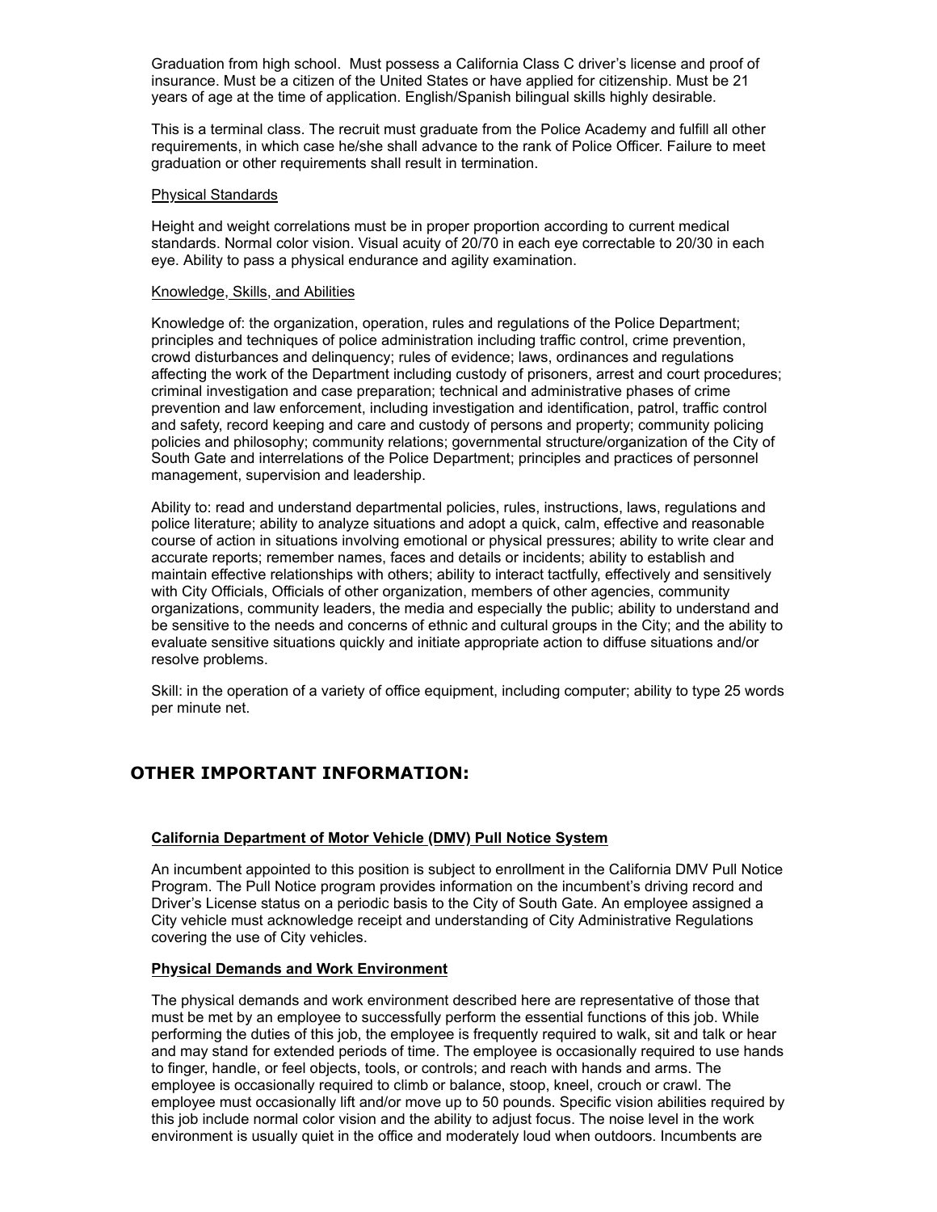Graduation from high school. Must possess a California Class C driver's license and proof of insurance. Must be a citizen of the United States or have applied for citizenship. Must be 21 years of age at the time of application. English/Spanish bilingual skills highly desirable.

This is a terminal class. The recruit must graduate from the Police Academy and fulfill all other requirements, in which case he/she shall advance to the rank of Police Officer. Failure to meet graduation or other requirements shall result in termination.

Physical Standards

Height and weight correlations must be in proper proportion according to current medical standards. Normal color vision. Visual acuity of 20/70 in each eye correctable to 20/30 in each eye. Ability to pass a physical endurance and agility examination.

Knowledge, Skills, and Abilities

Knowledge of: the organization, operation, rules and regulations of the Police Department; principles and techniques of police administration including traffic control, crime prevention, crowd disturbances and delinquency; rules of evidence; laws, ordinances and regulations affecting the work of the Department including custody of prisoners, arrest and court procedures; criminal investigation and case preparation; technical and administrative phases of crime prevention and law enforcement, including investigation and identification, patrol, traffic control and safety, record keeping and care and custody of persons and property; community policing policies and philosophy; community relations; governmental structure/organization of the City of South Gate and interrelations of the Police Department; principles and practices of personnel management, supervision and leadership.

Ability to: read and understand departmental policies, rules, instructions, laws, regulations and police literature; ability to analyze situations and adopt a quick, calm, effective and reasonable course of action in situations involving emotional or physical pressures; ability to write clear and accurate reports; remember names, faces and details or incidents; ability to establish and maintain effective relationships with others; ability to interact tactfully, effectively and sensitively with City Officials, Officials of other organization, members of other agencies, community organizations, community leaders, the media and especially the public; ability to understand and be sensitive to the needs and concerns of ethnic and cultural groups in the City; and the ability to evaluate sensitive situations quickly and initiate appropriate action to diffuse situations and/or resolve problems.

Skill: in the operation of a variety of office equipment, including computer; ability to type 25 words per minute net.

## OTHER IMPORTANT INFORMATION:

**California Department of Motor Vehicle (DMV) Pull Notice System**

An incumbent appointed to this position is subject to enrollment in the California DMV Pull Notice Program. The Pull Notice program provides information on the incumbent's driving record and Driver's License status on a periodic basis to the City of South Gate. An employee assigned a City vehicle must acknowledge receipt and understanding of City Administrative Regulations covering the use of City vehicles.

**Physical Demands and Work Environment**

The physical demands and work environment described here are representative of those that must be met by an employee to successfully perform the essential functions of this job. While performing the duties of this job, the employee is frequently required to walk, sit and talk or hear and may stand for extended periods of time. The employee is occasionally required to use hands to finger, handle, or feel objects, tools, or controls; and reach with hands and arms. The employee is occasionally required to climb or balance, stoop, kneel, crouch or crawl. The employee must occasionally lift and/or move up to 50 pounds. Specific vision abilities required by this job include normal color vision and the ability to adjust focus. The noise level in the work environment is usually quiet in the office and moderately loud when outdoors. Incumbents are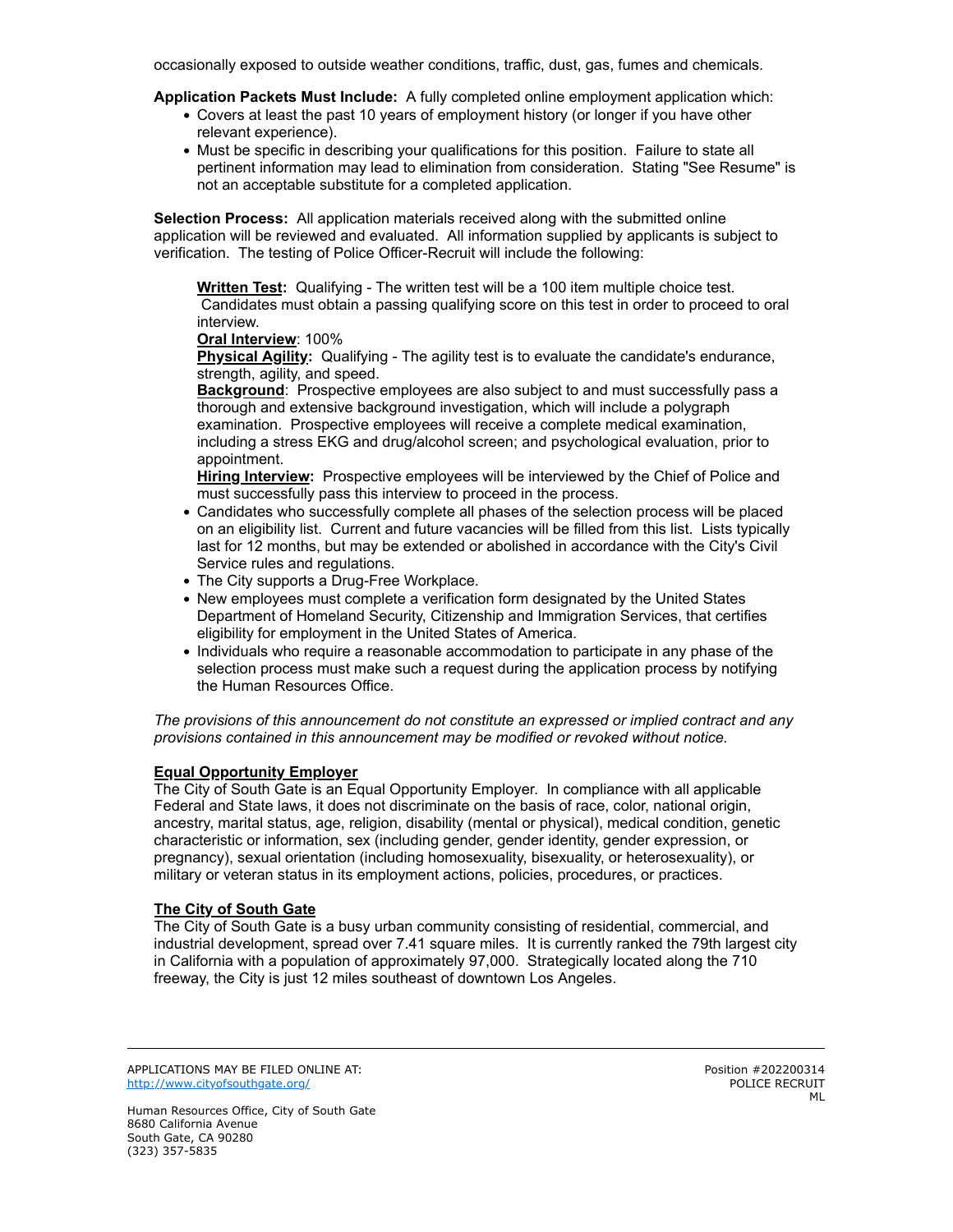occasionally exposed to outside weather conditions, traffic, dust, gas, fumes and chemicals.

**Application Packets Must Include:** A fully completed online employment application which:

- Covers at least the past 10 years of employment history (or longer if you have other relevant experience).
- Must be specific in describing your qualifications for this position. Failure to state all pertinent information may lead to elimination from consideration. Stating "See Resume" is not an acceptable substitute for a completed application.

**Selection Process:** All application materials received along with the submitted online application will be reviewed and evaluated. All information supplied by applicants is subject to verification. The testing of Police Officer-Recruit will include the following:

**Written Test:** Qualifying - The written test will be a 100 item multiple choice test. Candidates must obtain a passing qualifying score on this test in order to proceed to oral interview.
**Oral Interview**: 100%
**Physical Agility:** Qualifying - The agility test is to evaluate the candidate's endurance, strength, agility, and speed.
**Background**: Prospective employees are also subject to and must successfully pass a thorough and extensive background investigation, which will include a polygraph examination. Prospective employees will receive a complete medical examination, including a stress EKG and drug/alcohol screen; and psychological evaluation, prior to appointment.
**Hiring Interview:** Prospective employees will be interviewed by the Chief of Police and must successfully pass this interview to proceed in the process.

- Candidates who successfully complete all phases of the selection process will be placed on an eligibility list. Current and future vacancies will be filled from this list. Lists typically last for 12 months, but may be extended or abolished in accordance with the City's Civil Service rules and regulations.
- The City supports a Drug-Free Workplace.
- New employees must complete a verification form designated by the United States Department of Homeland Security, Citizenship and Immigration Services, that certifies eligibility for employment in the United States of America.
- Individuals who require a reasonable accommodation to participate in any phase of the selection process must make such a request during the application process by notifying the Human Resources Office.

*The provisions of this announcement do not constitute an expressed or implied contract and any provisions contained in this announcement may be modified or revoked without notice.*

## Equal Opportunity Employer

The City of South Gate is an Equal Opportunity Employer. In compliance with all applicable Federal and State laws, it does not discriminate on the basis of race, color, national origin, ancestry, marital status, age, religion, disability (mental or physical), medical condition, genetic characteristic or information, sex (including gender, gender identity, gender expression, or pregnancy), sexual orientation (including homosexuality, bisexuality, or heterosexuality), or military or veteran status in its employment actions, policies, procedures, or practices.

## The City of South Gate

The City of South Gate is a busy urban community consisting of residential, commercial, and industrial development, spread over 7.41 square miles. It is currently ranked the 79th largest city in California with a population of approximately 97,000. Strategically located along the 710 freeway, the City is just 12 miles southeast of downtown Los Angeles.

---

APPLICATIONS MAY BE FILED ONLINE AT:
http://www.cityofsouthgate.org/

Position #202200314
POLICE RECRUIT
ML

Human Resources Office, City of South Gate
8680 California Avenue
South Gate, CA 90280
(323) 357-5835